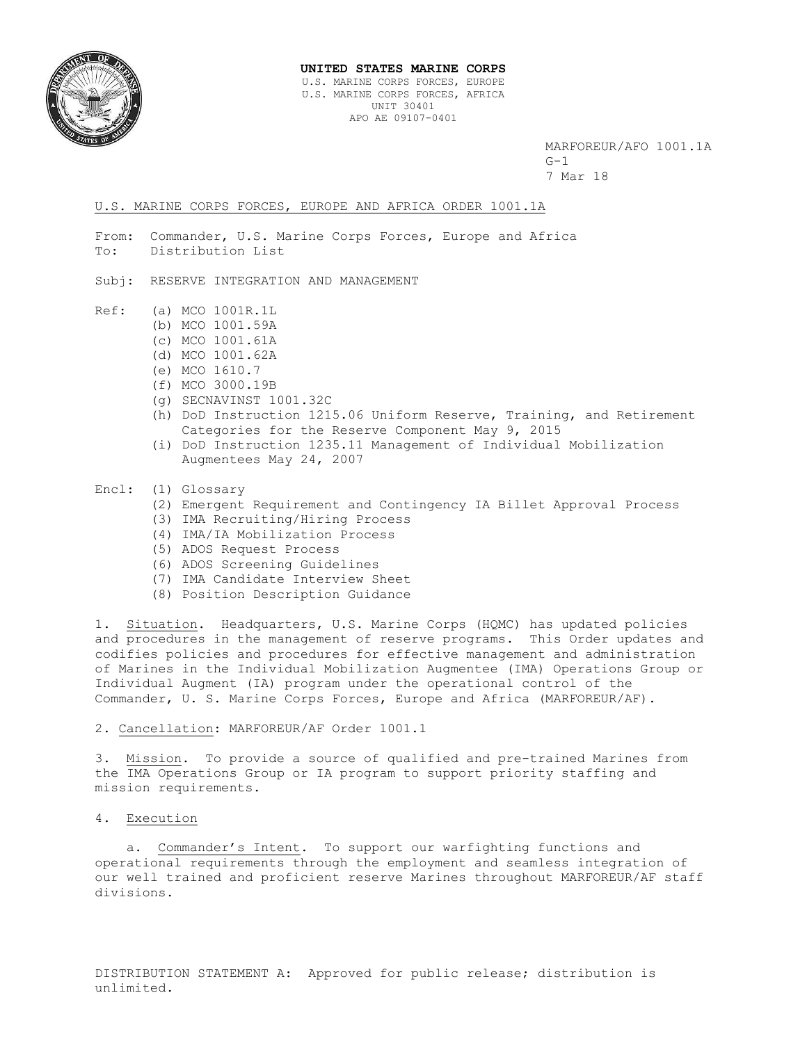**UNITED STATES MARINE CORPS**
U.S. MARINE CORPS FORCES, EUROPE
U.S. MARINE CORPS FORCES, AFRICA
UNIT 30401
APO AE 09107-0401

MARFOREUR/AFO 1001.1A
G-1
7 Mar 18

U.S. MARINE CORPS FORCES, EUROPE AND AFRICA ORDER 1001.1A

From: Commander, U.S. Marine Corps Forces, Europe and Africa
To: Distribution List

Subj: RESERVE INTEGRATION AND MANAGEMENT

Ref:
- (a) MCO 1001R.1L
- (b) MCO 1001.59A
- (c) MCO 1001.61A
- (d) MCO 1001.62A
- (e) MCO 1610.7
- (f) MCO 3000.19B
- (g) SECNAVINST 1001.32C
- (h) DoD Instruction 1215.06 Uniform Reserve, Training, and Retirement Categories for the Reserve Component May 9, 2015
- (i) DoD Instruction 1235.11 Management of Individual Mobilization Augmentees May 24, 2007

Encl:
- (1) Glossary
- (2) Emergent Requirement and Contingency IA Billet Approval Process
- (3) IMA Recruiting/Hiring Process
- (4) IMA/IA Mobilization Process
- (5) ADOS Request Process
- (6) ADOS Screening Guidelines
- (7) IMA Candidate Interview Sheet
- (8) Position Description Guidance

1. Situation. Headquarters, U.S. Marine Corps (HQMC) has updated policies and procedures in the management of reserve programs. This Order updates and codifies policies and procedures for effective management and administration of Marines in the Individual Mobilization Augmentee (IMA) Operations Group or Individual Augment (IA) program under the operational control of the Commander, U. S. Marine Corps Forces, Europe and Africa (MARFOREUR/AF).

2. Cancellation: MARFOREUR/AF Order 1001.1

3. Mission. To provide a source of qualified and pre-trained Marines from the IMA Operations Group or IA program to support priority staffing and mission requirements.

4. Execution

a. Commander's Intent. To support our warfighting functions and operational requirements through the employment and seamless integration of our well trained and proficient reserve Marines throughout MARFOREUR/AF staff divisions.

DISTRIBUTION STATEMENT A: Approved for public release; distribution is unlimited.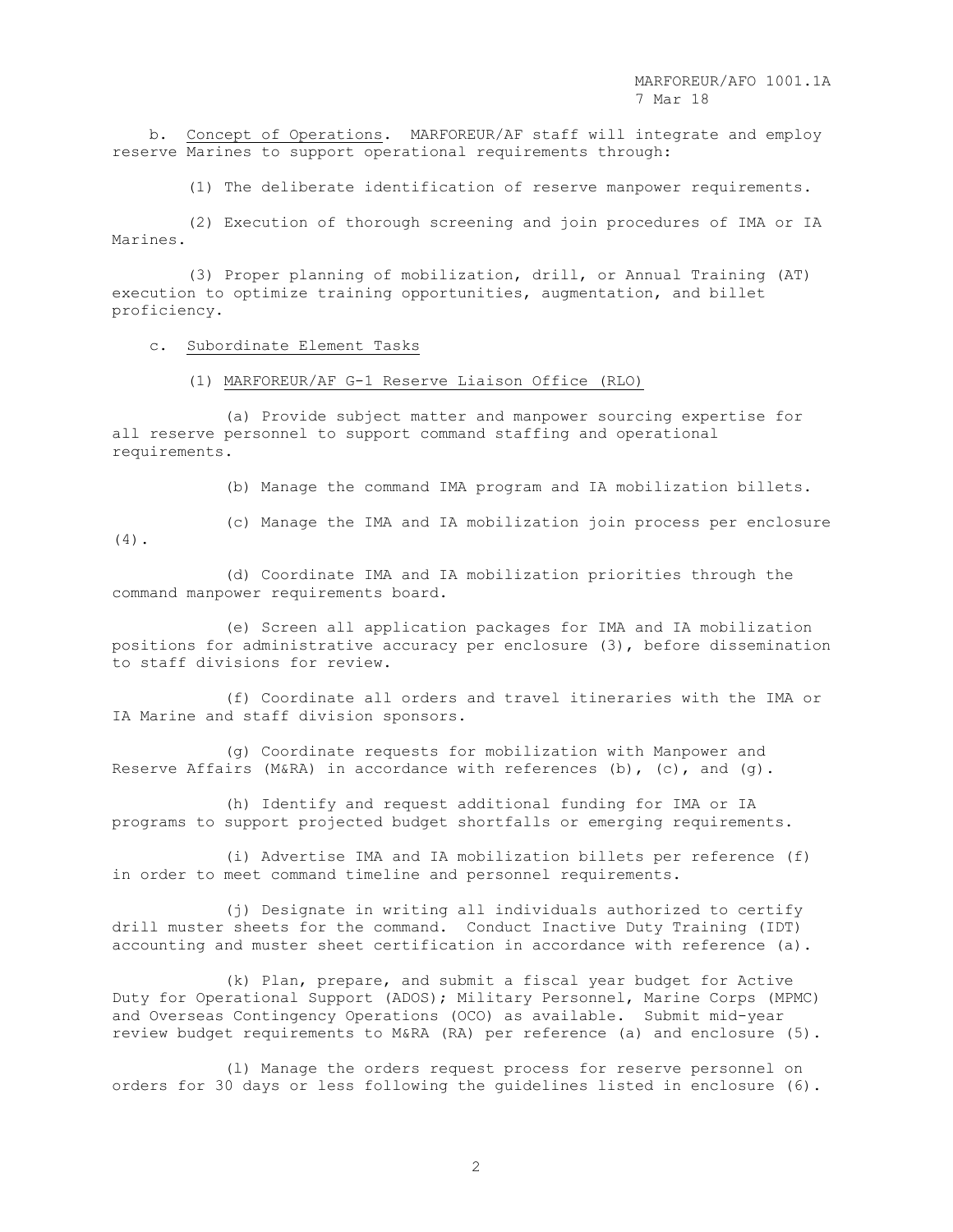b. Concept of Operations. MARFOREUR/AF staff will integrate and employ reserve Marines to support operational requirements through:

(1) The deliberate identification of reserve manpower requirements.

(2) Execution of thorough screening and join procedures of IMA or IA Marines.

(3) Proper planning of mobilization, drill, or Annual Training (AT) execution to optimize training opportunities, augmentation, and billet proficiency.

c. Subordinate Element Tasks

(1) MARFOREUR/AF G-1 Reserve Liaison Office (RLO)

(a) Provide subject matter and manpower sourcing expertise for all reserve personnel to support command staffing and operational requirements.

(b) Manage the command IMA program and IA mobilization billets.

(c) Manage the IMA and IA mobilization join process per enclosure (4).

(d) Coordinate IMA and IA mobilization priorities through the command manpower requirements board.

(e) Screen all application packages for IMA and IA mobilization positions for administrative accuracy per enclosure (3), before dissemination to staff divisions for review.

(f) Coordinate all orders and travel itineraries with the IMA or IA Marine and staff division sponsors.

(g) Coordinate requests for mobilization with Manpower and Reserve Affairs (M&RA) in accordance with references (b), (c), and (g).

(h) Identify and request additional funding for IMA or IA programs to support projected budget shortfalls or emerging requirements.

(i) Advertise IMA and IA mobilization billets per reference (f) in order to meet command timeline and personnel requirements.

(j) Designate in writing all individuals authorized to certify drill muster sheets for the command. Conduct Inactive Duty Training (IDT) accounting and muster sheet certification in accordance with reference (a).

(k) Plan, prepare, and submit a fiscal year budget for Active Duty for Operational Support (ADOS); Military Personnel, Marine Corps (MPMC) and Overseas Contingency Operations (OCO) as available. Submit mid-year review budget requirements to M&RA (RA) per reference (a) and enclosure (5).

(l) Manage the orders request process for reserve personnel on orders for 30 days or less following the guidelines listed in enclosure (6).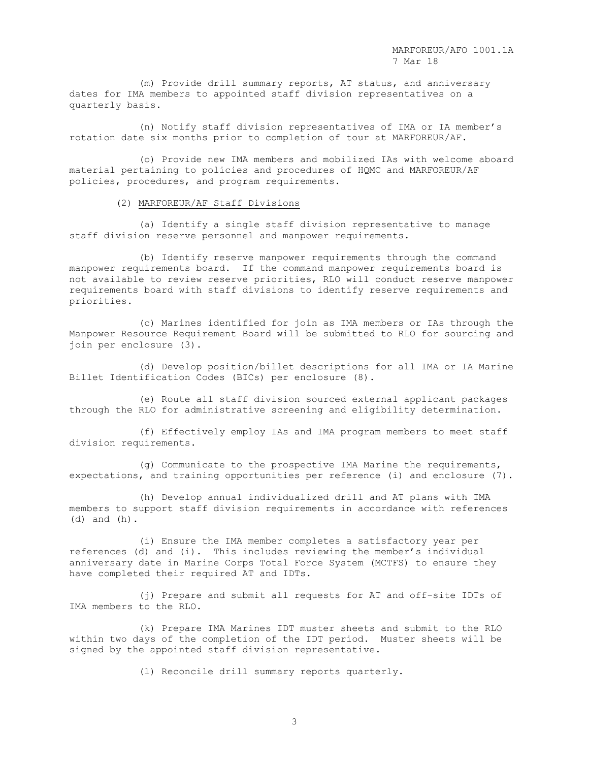(m) Provide drill summary reports, AT status, and anniversary dates for IMA members to appointed staff division representatives on a quarterly basis.

(n) Notify staff division representatives of IMA or IA member's rotation date six months prior to completion of tour at MARFOREUR/AF.

(o) Provide new IMA members and mobilized IAs with welcome aboard material pertaining to policies and procedures of HQMC and MARFOREUR/AF policies, procedures, and program requirements.

(2) MARFOREUR/AF Staff Divisions

(a) Identify a single staff division representative to manage staff division reserve personnel and manpower requirements.

(b) Identify reserve manpower requirements through the command manpower requirements board. If the command manpower requirements board is not available to review reserve priorities, RLO will conduct reserve manpower requirements board with staff divisions to identify reserve requirements and priorities.

(c) Marines identified for join as IMA members or IAs through the Manpower Resource Requirement Board will be submitted to RLO for sourcing and join per enclosure (3).

(d) Develop position/billet descriptions for all IMA or IA Marine Billet Identification Codes (BICs) per enclosure (8).

(e) Route all staff division sourced external applicant packages through the RLO for administrative screening and eligibility determination.

(f) Effectively employ IAs and IMA program members to meet staff division requirements.

(g) Communicate to the prospective IMA Marine the requirements, expectations, and training opportunities per reference (i) and enclosure (7).

(h) Develop annual individualized drill and AT plans with IMA members to support staff division requirements in accordance with references (d) and (h).

(i) Ensure the IMA member completes a satisfactory year per references (d) and (i). This includes reviewing the member's individual anniversary date in Marine Corps Total Force System (MCTFS) to ensure they have completed their required AT and IDTs.

(j) Prepare and submit all requests for AT and off-site IDTs of IMA members to the RLO.

(k) Prepare IMA Marines IDT muster sheets and submit to the RLO within two days of the completion of the IDT period. Muster sheets will be signed by the appointed staff division representative.

(l) Reconcile drill summary reports quarterly.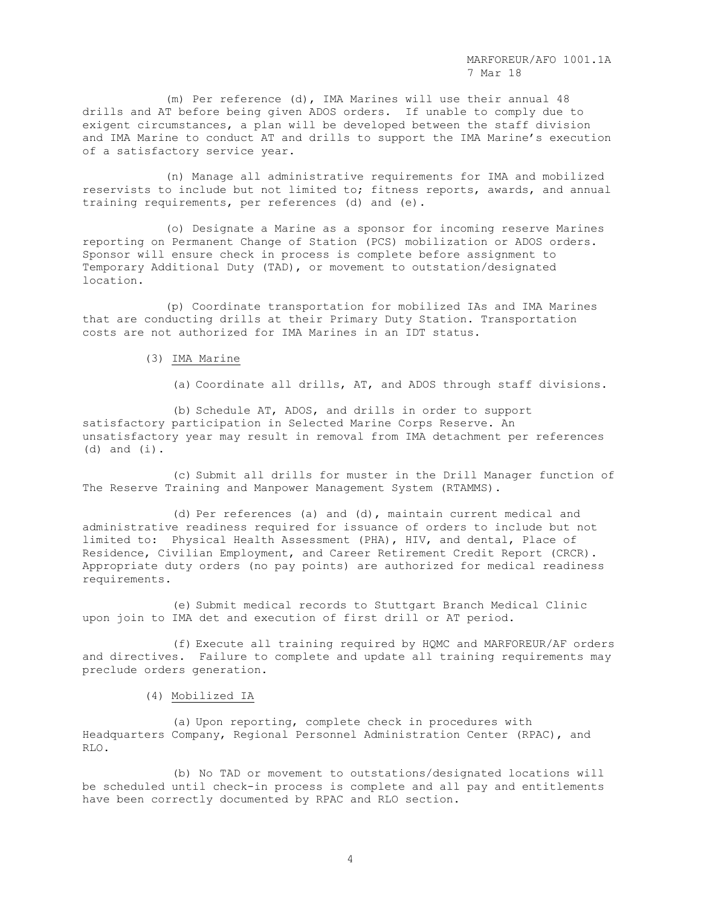(m) Per reference (d), IMA Marines will use their annual 48 drills and AT before being given ADOS orders. If unable to comply due to exigent circumstances, a plan will be developed between the staff division and IMA Marine to conduct AT and drills to support the IMA Marine's execution of a satisfactory service year.

(n) Manage all administrative requirements for IMA and mobilized reservists to include but not limited to; fitness reports, awards, and annual training requirements, per references (d) and (e).

(o) Designate a Marine as a sponsor for incoming reserve Marines reporting on Permanent Change of Station (PCS) mobilization or ADOS orders. Sponsor will ensure check in process is complete before assignment to Temporary Additional Duty (TAD), or movement to outstation/designated location.

(p) Coordinate transportation for mobilized IAs and IMA Marines that are conducting drills at their Primary Duty Station. Transportation costs are not authorized for IMA Marines in an IDT status.

(3) IMA Marine

(a) Coordinate all drills, AT, and ADOS through staff divisions.

(b) Schedule AT, ADOS, and drills in order to support satisfactory participation in Selected Marine Corps Reserve. An unsatisfactory year may result in removal from IMA detachment per references (d) and (i).

(c) Submit all drills for muster in the Drill Manager function of The Reserve Training and Manpower Management System (RTAMMS).

(d) Per references (a) and (d), maintain current medical and administrative readiness required for issuance of orders to include but not limited to: Physical Health Assessment (PHA), HIV, and dental, Place of Residence, Civilian Employment, and Career Retirement Credit Report (CRCR). Appropriate duty orders (no pay points) are authorized for medical readiness requirements.

(e) Submit medical records to Stuttgart Branch Medical Clinic upon join to IMA det and execution of first drill or AT period.

(f) Execute all training required by HQMC and MARFOREUR/AF orders and directives. Failure to complete and update all training requirements may preclude orders generation.

(4) Mobilized IA

(a) Upon reporting, complete check in procedures with Headquarters Company, Regional Personnel Administration Center (RPAC), and RLO.

(b) No TAD or movement to outstations/designated locations will be scheduled until check-in process is complete and all pay and entitlements have been correctly documented by RPAC and RLO section.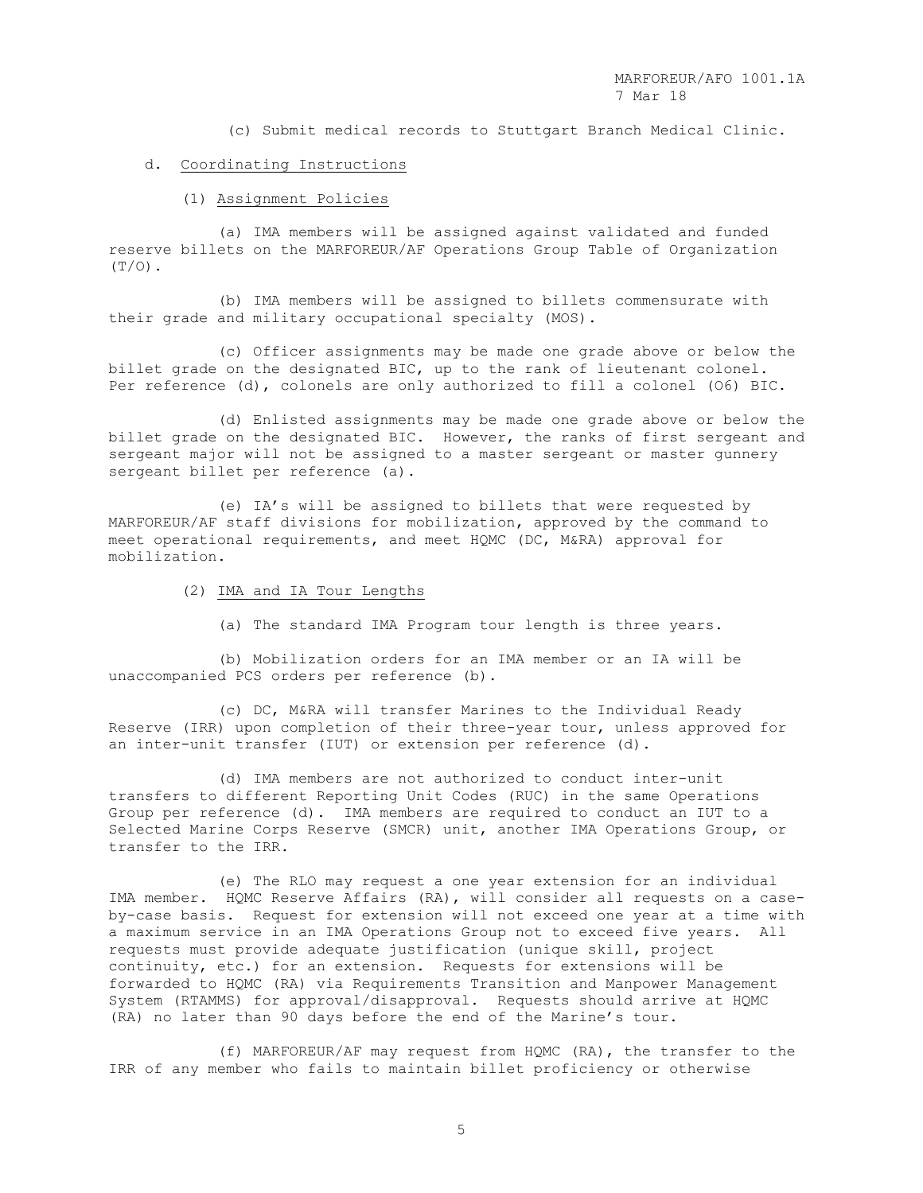(c) Submit medical records to Stuttgart Branch Medical Clinic.

d. Coordinating Instructions

(1) Assignment Policies

(a) IMA members will be assigned against validated and funded reserve billets on the MARFOREUR/AF Operations Group Table of Organization (T/O).

(b) IMA members will be assigned to billets commensurate with their grade and military occupational specialty (MOS).

(c) Officer assignments may be made one grade above or below the billet grade on the designated BIC, up to the rank of lieutenant colonel. Per reference (d), colonels are only authorized to fill a colonel (O6) BIC.

(d) Enlisted assignments may be made one grade above or below the billet grade on the designated BIC. However, the ranks of first sergeant and sergeant major will not be assigned to a master sergeant or master gunnery sergeant billet per reference (a).

(e) IA's will be assigned to billets that were requested by MARFOREUR/AF staff divisions for mobilization, approved by the command to meet operational requirements, and meet HQMC (DC, M&RA) approval for mobilization.

(2) IMA and IA Tour Lengths

(a) The standard IMA Program tour length is three years.

(b) Mobilization orders for an IMA member or an IA will be unaccompanied PCS orders per reference (b).

(c) DC, M&RA will transfer Marines to the Individual Ready Reserve (IRR) upon completion of their three-year tour, unless approved for an inter-unit transfer (IUT) or extension per reference (d).

(d) IMA members are not authorized to conduct inter-unit transfers to different Reporting Unit Codes (RUC) in the same Operations Group per reference (d). IMA members are required to conduct an IUT to a Selected Marine Corps Reserve (SMCR) unit, another IMA Operations Group, or transfer to the IRR.

(e) The RLO may request a one year extension for an individual IMA member. HQMC Reserve Affairs (RA), will consider all requests on a case-by-case basis. Request for extension will not exceed one year at a time with a maximum service in an IMA Operations Group not to exceed five years. All requests must provide adequate justification (unique skill, project continuity, etc.) for an extension. Requests for extensions will be forwarded to HQMC (RA) via Requirements Transition and Manpower Management System (RTAMMS) for approval/disapproval. Requests should arrive at HQMC (RA) no later than 90 days before the end of the Marine's tour.

(f) MARFOREUR/AF may request from HQMC (RA), the transfer to the IRR of any member who fails to maintain billet proficiency or otherwise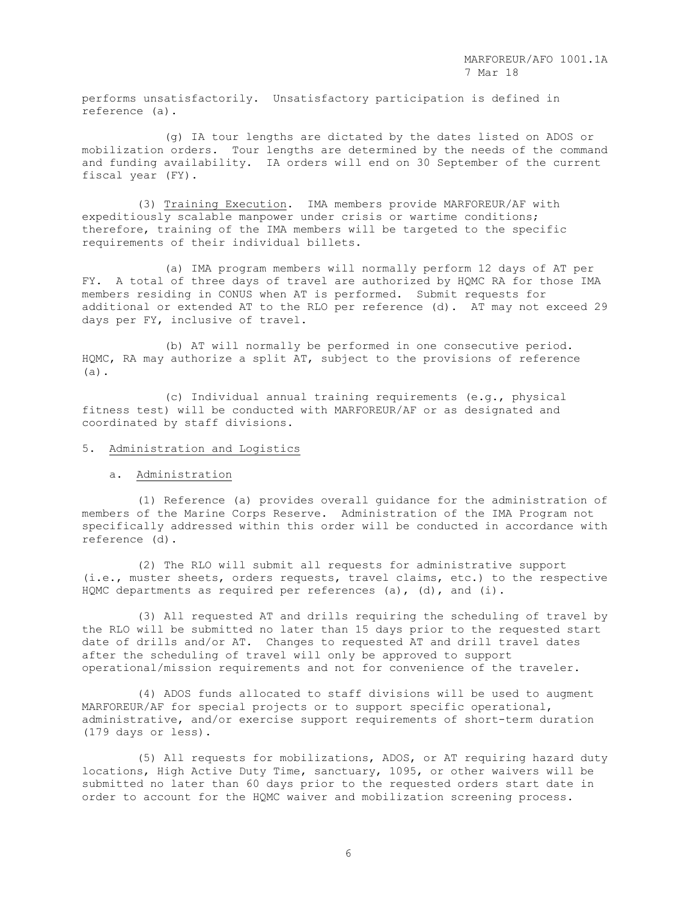performs unsatisfactorily. Unsatisfactory participation is defined in reference (a).

(g) IA tour lengths are dictated by the dates listed on ADOS or mobilization orders. Tour lengths are determined by the needs of the command and funding availability. IA orders will end on 30 September of the current fiscal year (FY).

(3) Training Execution. IMA members provide MARFOREUR/AF with expeditiously scalable manpower under crisis or wartime conditions; therefore, training of the IMA members will be targeted to the specific requirements of their individual billets.

(a) IMA program members will normally perform 12 days of AT per FY. A total of three days of travel are authorized by HQMC RA for those IMA members residing in CONUS when AT is performed. Submit requests for additional or extended AT to the RLO per reference (d). AT may not exceed 29 days per FY, inclusive of travel.

(b) AT will normally be performed in one consecutive period. HQMC, RA may authorize a split AT, subject to the provisions of reference (a).

(c) Individual annual training requirements (e.g., physical fitness test) will be conducted with MARFOREUR/AF or as designated and coordinated by staff divisions.

5. Administration and Logistics

a. Administration

(1) Reference (a) provides overall guidance for the administration of members of the Marine Corps Reserve. Administration of the IMA Program not specifically addressed within this order will be conducted in accordance with reference (d).

(2) The RLO will submit all requests for administrative support (i.e., muster sheets, orders requests, travel claims, etc.) to the respective HQMC departments as required per references (a), (d), and (i).

(3) All requested AT and drills requiring the scheduling of travel by the RLO will be submitted no later than 15 days prior to the requested start date of drills and/or AT. Changes to requested AT and drill travel dates after the scheduling of travel will only be approved to support operational/mission requirements and not for convenience of the traveler.

(4) ADOS funds allocated to staff divisions will be used to augment MARFOREUR/AF for special projects or to support specific operational, administrative, and/or exercise support requirements of short-term duration (179 days or less).

(5) All requests for mobilizations, ADOS, or AT requiring hazard duty locations, High Active Duty Time, sanctuary, 1095, or other waivers will be submitted no later than 60 days prior to the requested orders start date in order to account for the HQMC waiver and mobilization screening process.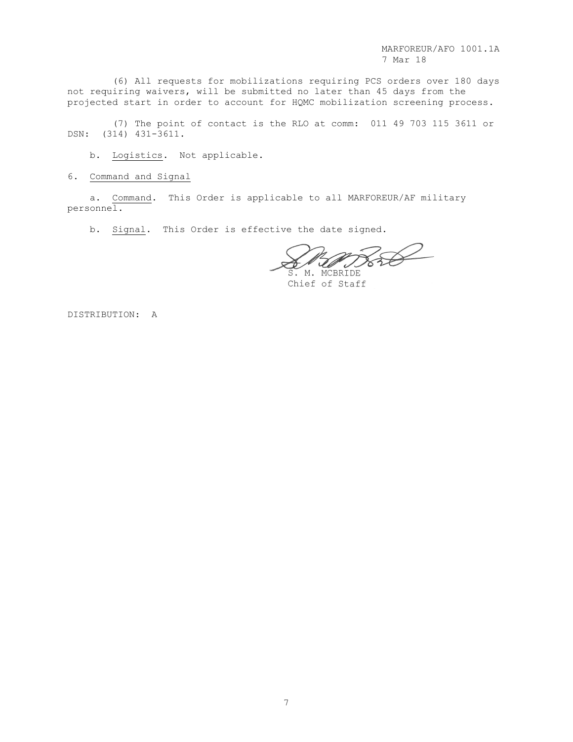(6) All requests for mobilizations requiring PCS orders over 180 days not requiring waivers, will be submitted no later than 45 days from the projected start in order to account for HQMC mobilization screening process.

(7) The point of contact is the RLO at comm: 011 49 703 115 3611 or DSN: (314) 431-3611.

b. Logistics. Not applicable.

6. Command and Signal

a. Command. This Order is applicable to all MARFOREUR/AF military personnel.

b. Signal. This Order is effective the date signed.

S. M. MCBRIDE
Chief of Staff

DISTRIBUTION: A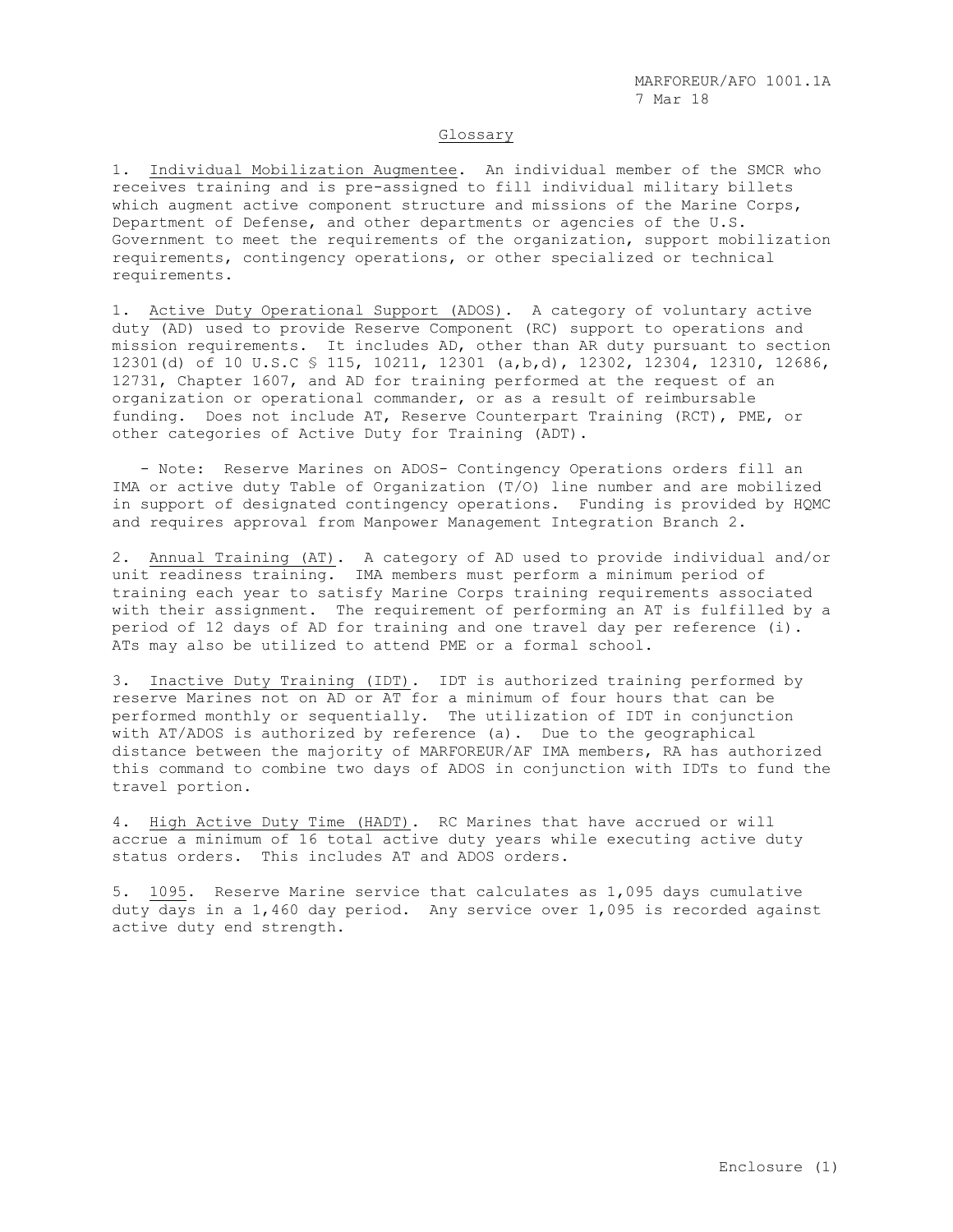## Glossary

1. Individual Mobilization Augmentee. An individual member of the SMCR who receives training and is pre-assigned to fill individual military billets which augment active component structure and missions of the Marine Corps, Department of Defense, and other departments or agencies of the U.S. Government to meet the requirements of the organization, support mobilization requirements, contingency operations, or other specialized or technical requirements.

1. Active Duty Operational Support (ADOS). A category of voluntary active duty (AD) used to provide Reserve Component (RC) support to operations and mission requirements. It includes AD, other than AR duty pursuant to section 12301(d) of 10 U.S.C § 115, 10211, 12301 (a,b,d), 12302, 12304, 12310, 12686, 12731, Chapter 1607, and AD for training performed at the request of an organization or operational commander, or as a result of reimbursable funding. Does not include AT, Reserve Counterpart Training (RCT), PME, or other categories of Active Duty for Training (ADT).

- Note: Reserve Marines on ADOS- Contingency Operations orders fill an IMA or active duty Table of Organization (T/O) line number and are mobilized in support of designated contingency operations. Funding is provided by HQMC and requires approval from Manpower Management Integration Branch 2.

2. Annual Training (AT). A category of AD used to provide individual and/or unit readiness training. IMA members must perform a minimum period of training each year to satisfy Marine Corps training requirements associated with their assignment. The requirement of performing an AT is fulfilled by a period of 12 days of AD for training and one travel day per reference (i). ATs may also be utilized to attend PME or a formal school.

3. Inactive Duty Training (IDT). IDT is authorized training performed by reserve Marines not on AD or AT for a minimum of four hours that can be performed monthly or sequentially. The utilization of IDT in conjunction with AT/ADOS is authorized by reference (a). Due to the geographical distance between the majority of MARFOREUR/AF IMA members, RA has authorized this command to combine two days of ADOS in conjunction with IDTs to fund the travel portion.

4. High Active Duty Time (HADT). RC Marines that have accrued or will accrue a minimum of 16 total active duty years while executing active duty status orders. This includes AT and ADOS orders.

5. 1095. Reserve Marine service that calculates as 1,095 days cumulative duty days in a 1,460 day period. Any service over 1,095 is recorded against active duty end strength.

Enclosure (1)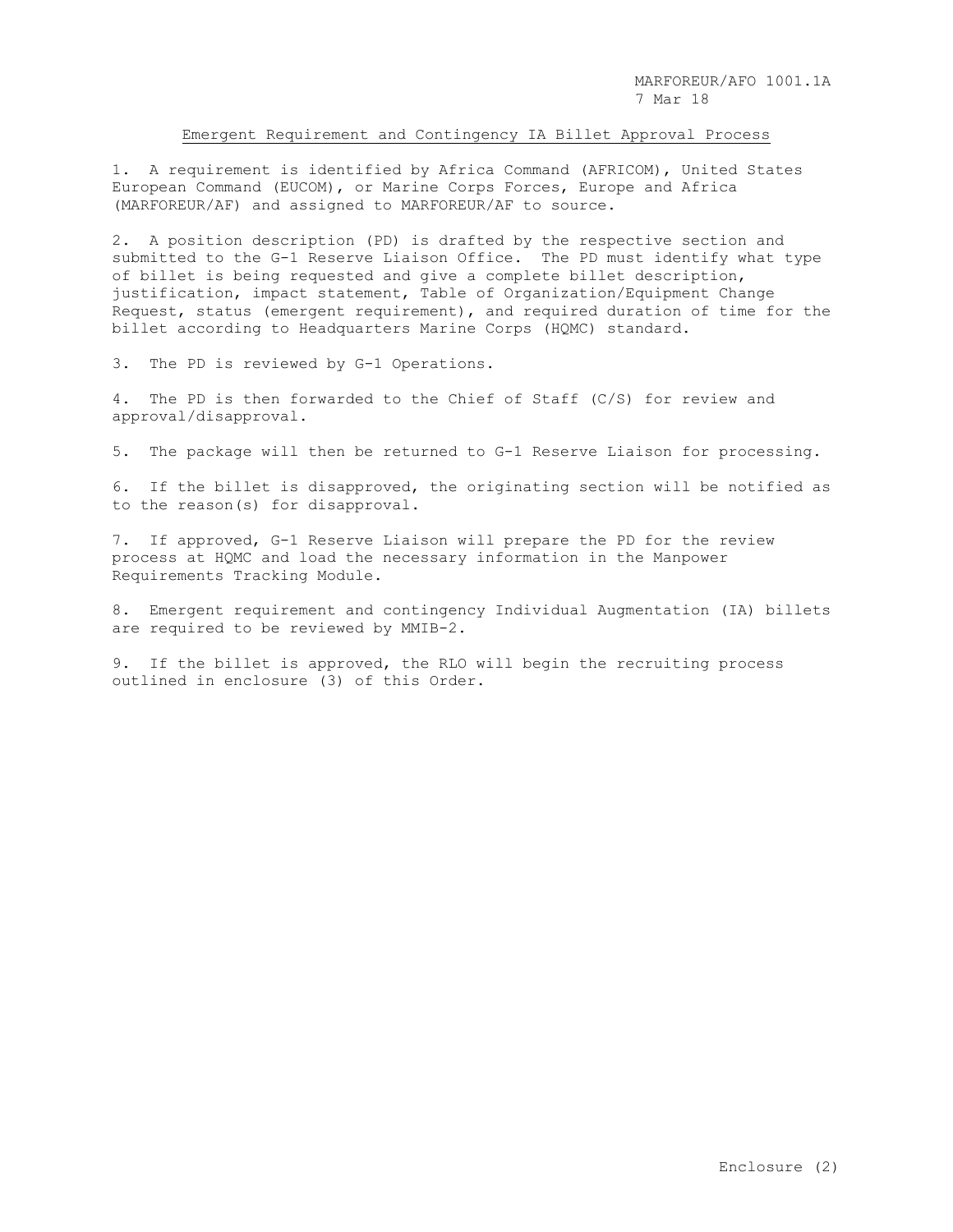Emergent Requirement and Contingency IA Billet Approval Process

1. A requirement is identified by Africa Command (AFRICOM), United States European Command (EUCOM), or Marine Corps Forces, Europe and Africa (MARFOREUR/AF) and assigned to MARFOREUR/AF to source.

2. A position description (PD) is drafted by the respective section and submitted to the G-1 Reserve Liaison Office. The PD must identify what type of billet is being requested and give a complete billet description, justification, impact statement, Table of Organization/Equipment Change Request, status (emergent requirement), and required duration of time for the billet according to Headquarters Marine Corps (HQMC) standard.

3. The PD is reviewed by G-1 Operations.

4. The PD is then forwarded to the Chief of Staff (C/S) for review and approval/disapproval.

5. The package will then be returned to G-1 Reserve Liaison for processing.

6. If the billet is disapproved, the originating section will be notified as to the reason(s) for disapproval.

7. If approved, G-1 Reserve Liaison will prepare the PD for the review process at HQMC and load the necessary information in the Manpower Requirements Tracking Module.

8. Emergent requirement and contingency Individual Augmentation (IA) billets are required to be reviewed by MMIB-2.

9. If the billet is approved, the RLO will begin the recruiting process outlined in enclosure (3) of this Order.

Enclosure (2)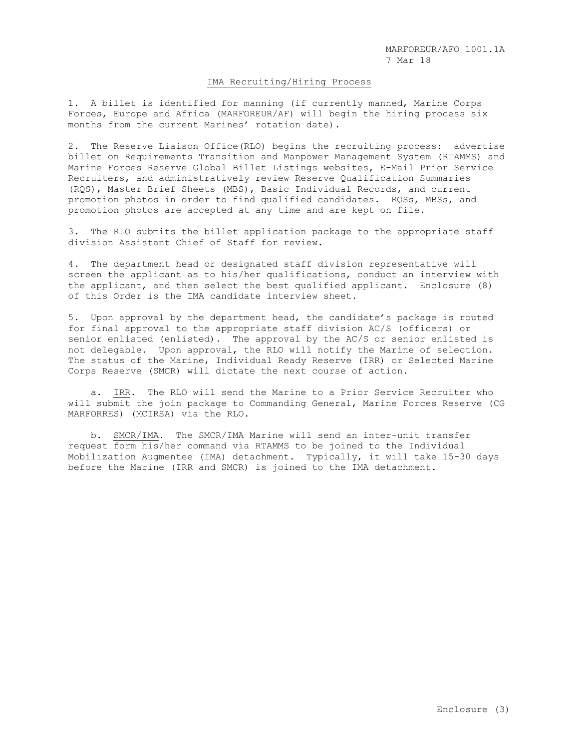## IMA Recruiting/Hiring Process

1. A billet is identified for manning (if currently manned, Marine Corps Forces, Europe and Africa (MARFOREUR/AF) will begin the hiring process six months from the current Marines' rotation date).

2. The Reserve Liaison Office(RLO) begins the recruiting process: advertise billet on Requirements Transition and Manpower Management System (RTAMMS) and Marine Forces Reserve Global Billet Listings websites, E-Mail Prior Service Recruiters, and administratively review Reserve Qualification Summaries (RQS), Master Brief Sheets (MBS), Basic Individual Records, and current promotion photos in order to find qualified candidates. RQSs, MBSs, and promotion photos are accepted at any time and are kept on file.

3. The RLO submits the billet application package to the appropriate staff division Assistant Chief of Staff for review.

4. The department head or designated staff division representative will screen the applicant as to his/her qualifications, conduct an interview with the applicant, and then select the best qualified applicant. Enclosure (8) of this Order is the IMA candidate interview sheet.

5. Upon approval by the department head, the candidate's package is routed for final approval to the appropriate staff division AC/S (officers) or senior enlisted (enlisted). The approval by the AC/S or senior enlisted is not delegable. Upon approval, the RLO will notify the Marine of selection. The status of the Marine, Individual Ready Reserve (IRR) or Selected Marine Corps Reserve (SMCR) will dictate the next course of action.

   a. IRR. The RLO will send the Marine to a Prior Service Recruiter who will submit the join package to Commanding General, Marine Forces Reserve (CG MARFORRES) (MCIRSA) via the RLO.

   b. SMCR/IMA. The SMCR/IMA Marine will send an inter-unit transfer request form his/her command via RTAMMS to be joined to the Individual Mobilization Augmentee (IMA) detachment. Typically, it will take 15-30 days before the Marine (IRR and SMCR) is joined to the IMA detachment.

Enclosure (3)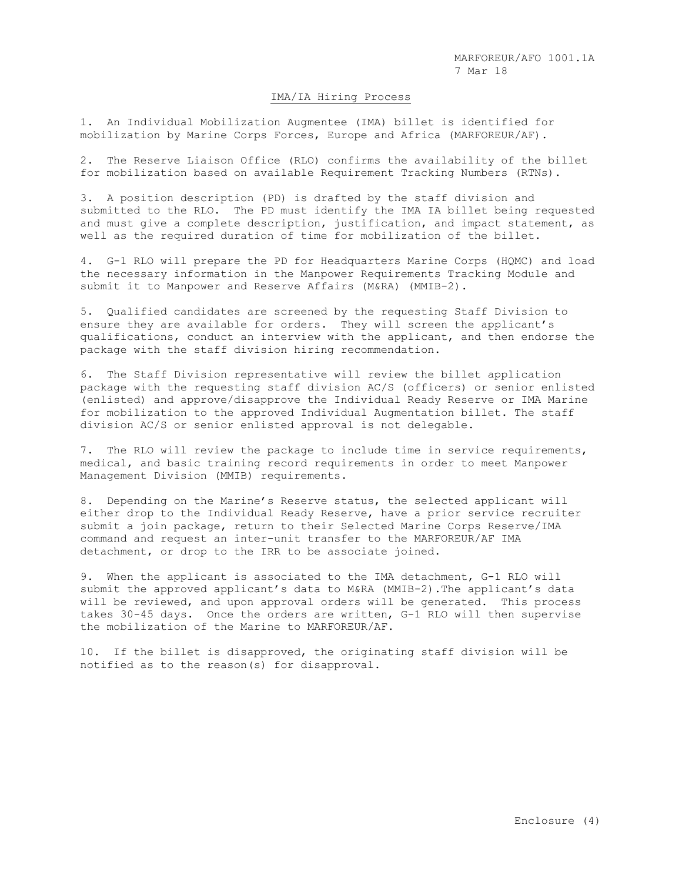## IMA/IA Hiring Process

1. An Individual Mobilization Augmentee (IMA) billet is identified for mobilization by Marine Corps Forces, Europe and Africa (MARFOREUR/AF).

2. The Reserve Liaison Office (RLO) confirms the availability of the billet for mobilization based on available Requirement Tracking Numbers (RTNs).

3. A position description (PD) is drafted by the staff division and submitted to the RLO. The PD must identify the IMA IA billet being requested and must give a complete description, justification, and impact statement, as well as the required duration of time for mobilization of the billet.

4. G-1 RLO will prepare the PD for Headquarters Marine Corps (HQMC) and load the necessary information in the Manpower Requirements Tracking Module and submit it to Manpower and Reserve Affairs (M&RA) (MMIB-2).

5. Qualified candidates are screened by the requesting Staff Division to ensure they are available for orders. They will screen the applicant's qualifications, conduct an interview with the applicant, and then endorse the package with the staff division hiring recommendation.

6. The Staff Division representative will review the billet application package with the requesting staff division AC/S (officers) or senior enlisted (enlisted) and approve/disapprove the Individual Ready Reserve or IMA Marine for mobilization to the approved Individual Augmentation billet. The staff division AC/S or senior enlisted approval is not delegable.

7. The RLO will review the package to include time in service requirements, medical, and basic training record requirements in order to meet Manpower Management Division (MMIB) requirements.

8. Depending on the Marine's Reserve status, the selected applicant will either drop to the Individual Ready Reserve, have a prior service recruiter submit a join package, return to their Selected Marine Corps Reserve/IMA command and request an inter-unit transfer to the MARFOREUR/AF IMA detachment, or drop to the IRR to be associate joined.

9. When the applicant is associated to the IMA detachment, G-1 RLO will submit the approved applicant's data to M&RA (MMIB-2).The applicant's data will be reviewed, and upon approval orders will be generated. This process takes 30-45 days. Once the orders are written, G-1 RLO will then supervise the mobilization of the Marine to MARFOREUR/AF.

10. If the billet is disapproved, the originating staff division will be notified as to the reason(s) for disapproval.

Enclosure (4)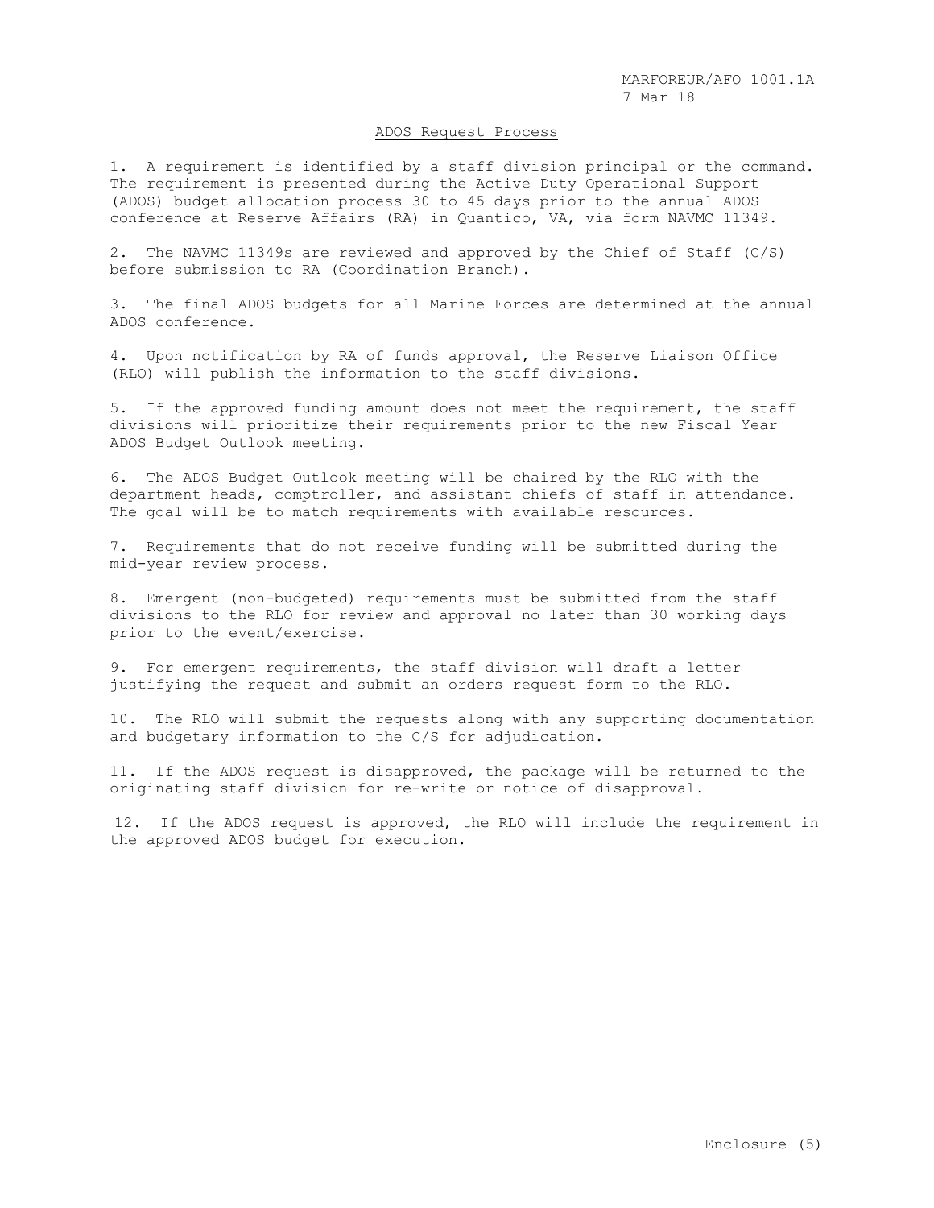## ADOS Request Process

1. A requirement is identified by a staff division principal or the command. The requirement is presented during the Active Duty Operational Support (ADOS) budget allocation process 30 to 45 days prior to the annual ADOS conference at Reserve Affairs (RA) in Quantico, VA, via form NAVMC 11349.

2. The NAVMC 11349s are reviewed and approved by the Chief of Staff (C/S) before submission to RA (Coordination Branch).

3. The final ADOS budgets for all Marine Forces are determined at the annual ADOS conference.

4. Upon notification by RA of funds approval, the Reserve Liaison Office (RLO) will publish the information to the staff divisions.

5. If the approved funding amount does not meet the requirement, the staff divisions will prioritize their requirements prior to the new Fiscal Year ADOS Budget Outlook meeting.

6. The ADOS Budget Outlook meeting will be chaired by the RLO with the department heads, comptroller, and assistant chiefs of staff in attendance. The goal will be to match requirements with available resources.

7. Requirements that do not receive funding will be submitted during the mid-year review process.

8. Emergent (non-budgeted) requirements must be submitted from the staff divisions to the RLO for review and approval no later than 30 working days prior to the event/exercise.

9. For emergent requirements, the staff division will draft a letter justifying the request and submit an orders request form to the RLO.

10. The RLO will submit the requests along with any supporting documentation and budgetary information to the C/S for adjudication.

11. If the ADOS request is disapproved, the package will be returned to the originating staff division for re-write or notice of disapproval.

12. If the ADOS request is approved, the RLO will include the requirement in the approved ADOS budget for execution.

Enclosure (5)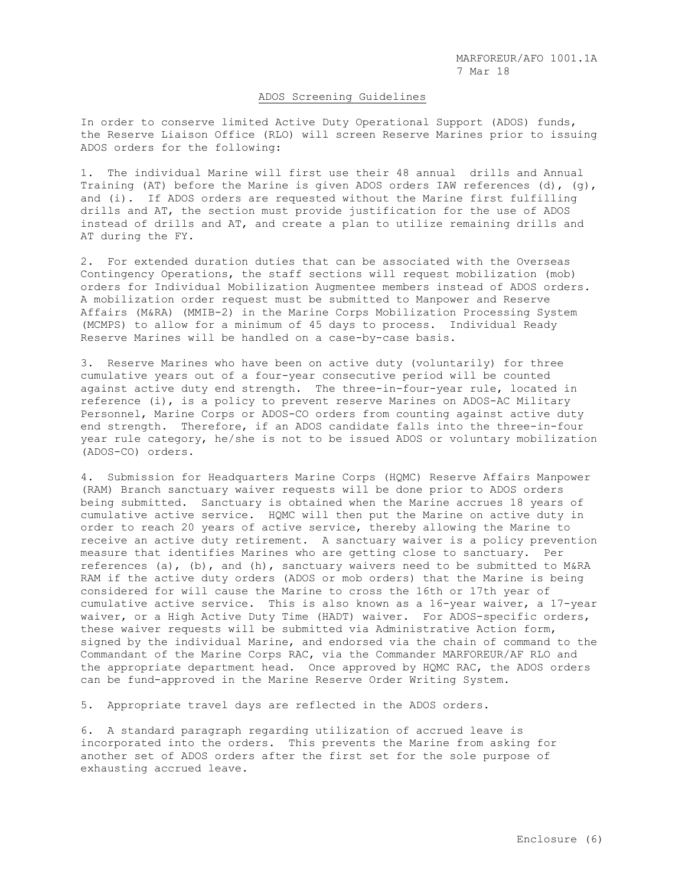## ADOS Screening Guidelines

In order to conserve limited Active Duty Operational Support (ADOS) funds, the Reserve Liaison Office (RLO) will screen Reserve Marines prior to issuing ADOS orders for the following:

1. The individual Marine will first use their 48 annual drills and Annual Training (AT) before the Marine is given ADOS orders IAW references (d), (g), and (i). If ADOS orders are requested without the Marine first fulfilling drills and AT, the section must provide justification for the use of ADOS instead of drills and AT, and create a plan to utilize remaining drills and AT during the FY.

2. For extended duration duties that can be associated with the Overseas Contingency Operations, the staff sections will request mobilization (mob) orders for Individual Mobilization Augmentee members instead of ADOS orders. A mobilization order request must be submitted to Manpower and Reserve Affairs (M&RA) (MMIB-2) in the Marine Corps Mobilization Processing System (MCMPS) to allow for a minimum of 45 days to process. Individual Ready Reserve Marines will be handled on a case-by-case basis.

3. Reserve Marines who have been on active duty (voluntarily) for three cumulative years out of a four-year consecutive period will be counted against active duty end strength. The three-in-four-year rule, located in reference (i), is a policy to prevent reserve Marines on ADOS-AC Military Personnel, Marine Corps or ADOS-CO orders from counting against active duty end strength. Therefore, if an ADOS candidate falls into the three-in-four year rule category, he/she is not to be issued ADOS or voluntary mobilization (ADOS-CO) orders.

4. Submission for Headquarters Marine Corps (HQMC) Reserve Affairs Manpower (RAM) Branch sanctuary waiver requests will be done prior to ADOS orders being submitted. Sanctuary is obtained when the Marine accrues 18 years of cumulative active service. HQMC will then put the Marine on active duty in order to reach 20 years of active service, thereby allowing the Marine to receive an active duty retirement. A sanctuary waiver is a policy prevention measure that identifies Marines who are getting close to sanctuary. Per references (a), (b), and (h), sanctuary waivers need to be submitted to M&RA RAM if the active duty orders (ADOS or mob orders) that the Marine is being considered for will cause the Marine to cross the 16th or 17th year of cumulative active service. This is also known as a 16-year waiver, a 17-year waiver, or a High Active Duty Time (HADT) waiver. For ADOS-specific orders, these waiver requests will be submitted via Administrative Action form, signed by the individual Marine, and endorsed via the chain of command to the Commandant of the Marine Corps RAC, via the Commander MARFOREUR/AF RLO and the appropriate department head. Once approved by HQMC RAC, the ADOS orders can be fund-approved in the Marine Reserve Order Writing System.

5. Appropriate travel days are reflected in the ADOS orders.

6. A standard paragraph regarding utilization of accrued leave is incorporated into the orders. This prevents the Marine from asking for another set of ADOS orders after the first set for the sole purpose of exhausting accrued leave.

Enclosure (6)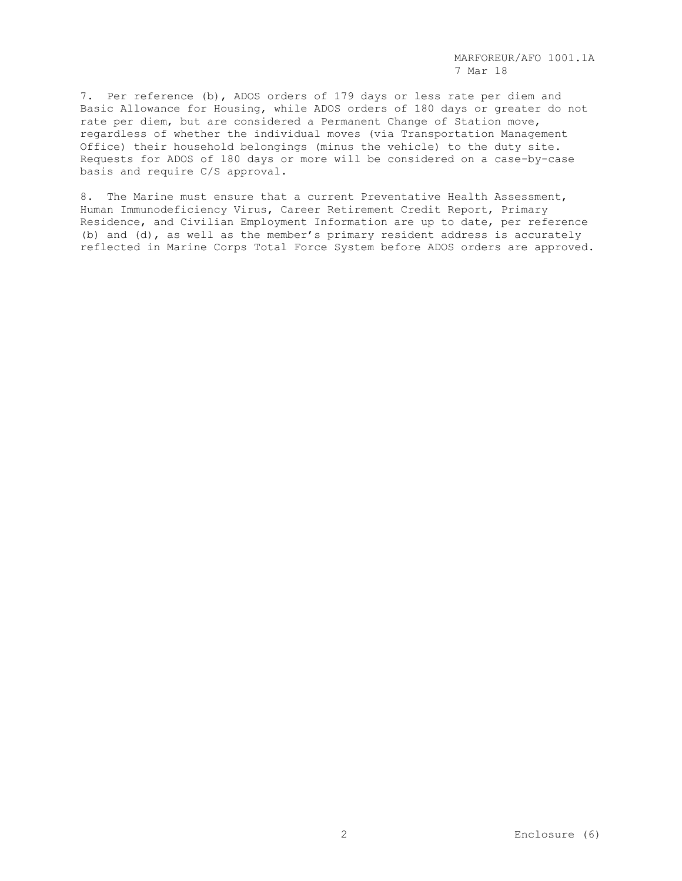7. Per reference (b), ADOS orders of 179 days or less rate per diem and Basic Allowance for Housing, while ADOS orders of 180 days or greater do not rate per diem, but are considered a Permanent Change of Station move, regardless of whether the individual moves (via Transportation Management Office) their household belongings (minus the vehicle) to the duty site. Requests for ADOS of 180 days or more will be considered on a case-by-case basis and require C/S approval.

8. The Marine must ensure that a current Preventative Health Assessment, Human Immunodeficiency Virus, Career Retirement Credit Report, Primary Residence, and Civilian Employment Information are up to date, per reference (b) and (d), as well as the member's primary resident address is accurately reflected in Marine Corps Total Force System before ADOS orders are approved.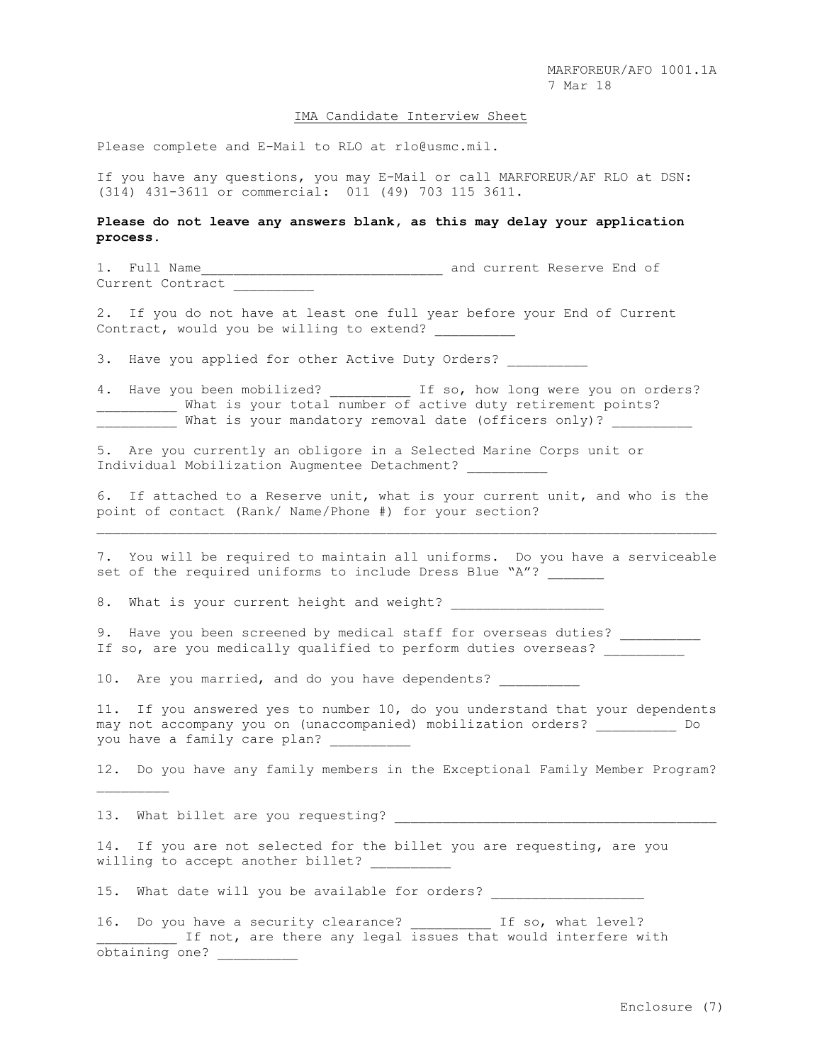MARFOREUR/AFO 1001.1A
7 Mar 18

IMA Candidate Interview Sheet

Please complete and E-Mail to RLO at rlo@usmc.mil.

If you have any questions, you may E-Mail or call MARFOREUR/AF RLO at DSN: (314) 431-3611 or commercial: 011 (49) 703 115 3611.

**Please do not leave any answers blank, as this may delay your application process.**

1. Full Name______________________________ and current Reserve End of Current Contract __________

2. If you do not have at least one full year before your End of Current Contract, would you be willing to extend? __________

3. Have you applied for other Active Duty Orders? __________

4. Have you been mobilized? __________ If so, how long were you on orders? __________ What is your total number of active duty retirement points? __________ What is your mandatory removal date (officers only)? __________

5. Are you currently an obligore in a Selected Marine Corps unit or Individual Mobilization Augmentee Detachment? __________

6. If attached to a Reserve unit, what is your current unit, and who is the point of contact (Rank/ Name/Phone #) for your section?
___________________________________________________________________________

7. You will be required to maintain all uniforms. Do you have a serviceable set of the required uniforms to include Dress Blue "A"? _______

8. What is your current height and weight? ___________________

9. Have you been screened by medical staff for overseas duties? __________ If so, are you medically qualified to perform duties overseas? __________

10. Are you married, and do you have dependents? __________

11. If you answered yes to number 10, do you understand that your dependents may not accompany you on (unaccompanied) mobilization orders? __________ Do you have a family care plan? __________

12. Do you have any family members in the Exceptional Family Member Program? _________

13. What billet are you requesting? ________________________________________

14. If you are not selected for the billet you are requesting, are you willing to accept another billet? __________

15. What date will you be available for orders? ___________________

16. Do you have a security clearance? __________ If so, what level? __________ If not, are there any legal issues that would interfere with obtaining one? __________

Enclosure (7)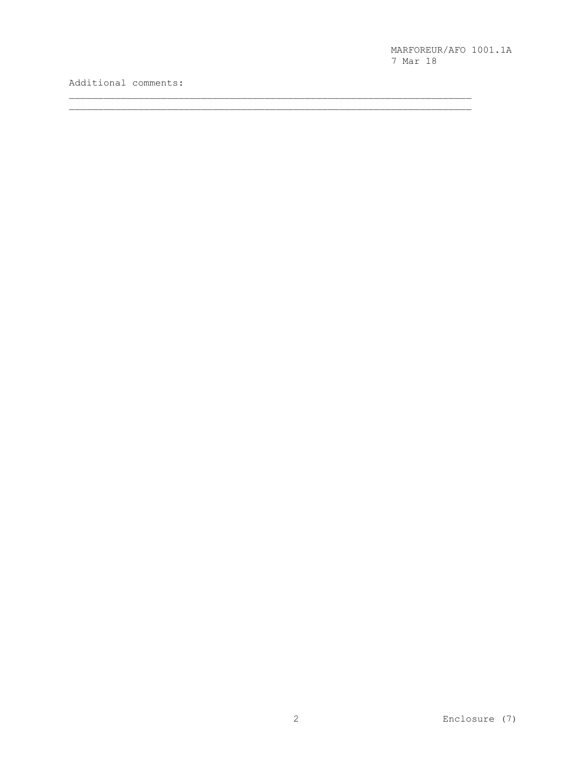Additional comments:

\_\_\_\_\_\_\_\_\_\_\_\_\_\_\_\_\_\_\_\_\_\_\_\_\_\_\_\_\_\_\_\_\_\_\_\_\_\_\_\_\_\_\_\_\_\_\_\_\_\_\_\_\_\_\_\_\_\_\_\_\_\_\_\_\_\_\_\_\_\_

\_\_\_\_\_\_\_\_\_\_\_\_\_\_\_\_\_\_\_\_\_\_\_\_\_\_\_\_\_\_\_\_\_\_\_\_\_\_\_\_\_\_\_\_\_\_\_\_\_\_\_\_\_\_\_\_\_\_\_\_\_\_\_\_\_\_\_\_\_\_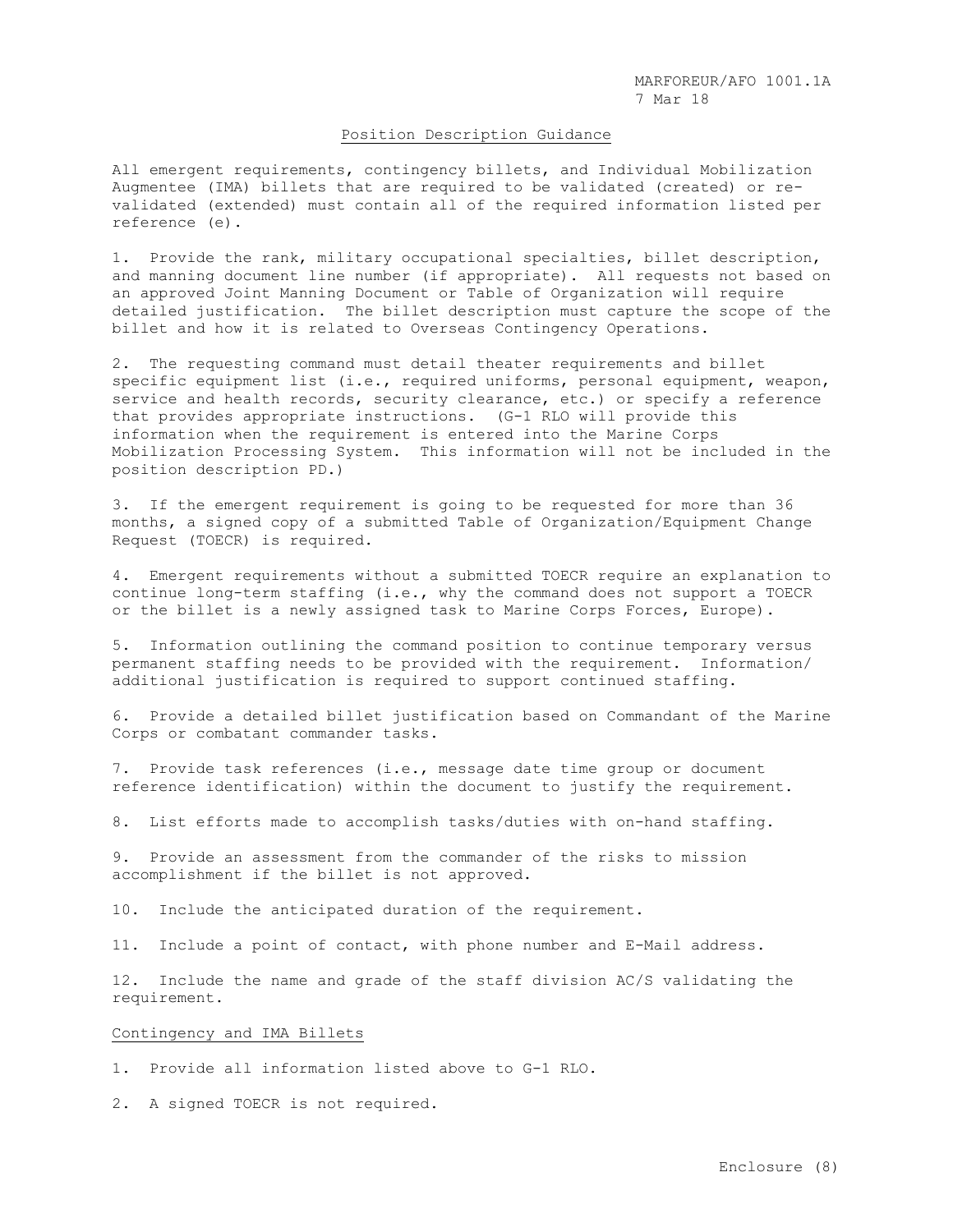## Position Description Guidance

All emergent requirements, contingency billets, and Individual Mobilization Augmentee (IMA) billets that are required to be validated (created) or re-validated (extended) must contain all of the required information listed per reference (e).

1. Provide the rank, military occupational specialties, billet description, and manning document line number (if appropriate). All requests not based on an approved Joint Manning Document or Table of Organization will require detailed justification. The billet description must capture the scope of the billet and how it is related to Overseas Contingency Operations.

2. The requesting command must detail theater requirements and billet specific equipment list (i.e., required uniforms, personal equipment, weapon, service and health records, security clearance, etc.) or specify a reference that provides appropriate instructions. (G-1 RLO will provide this information when the requirement is entered into the Marine Corps Mobilization Processing System. This information will not be included in the position description PD.)

3. If the emergent requirement is going to be requested for more than 36 months, a signed copy of a submitted Table of Organization/Equipment Change Request (TOECR) is required.

4. Emergent requirements without a submitted TOECR require an explanation to continue long-term staffing (i.e., why the command does not support a TOECR or the billet is a newly assigned task to Marine Corps Forces, Europe).

5. Information outlining the command position to continue temporary versus permanent staffing needs to be provided with the requirement. Information/ additional justification is required to support continued staffing.

6. Provide a detailed billet justification based on Commandant of the Marine Corps or combatant commander tasks.

7. Provide task references (i.e., message date time group or document reference identification) within the document to justify the requirement.

8. List efforts made to accomplish tasks/duties with on-hand staffing.

9. Provide an assessment from the commander of the risks to mission accomplishment if the billet is not approved.

10. Include the anticipated duration of the requirement.

11. Include a point of contact, with phone number and E-Mail address.

12. Include the name and grade of the staff division AC/S validating the requirement.

### Contingency and IMA Billets

1. Provide all information listed above to G-1 RLO.

2. A signed TOECR is not required.

Enclosure (8)